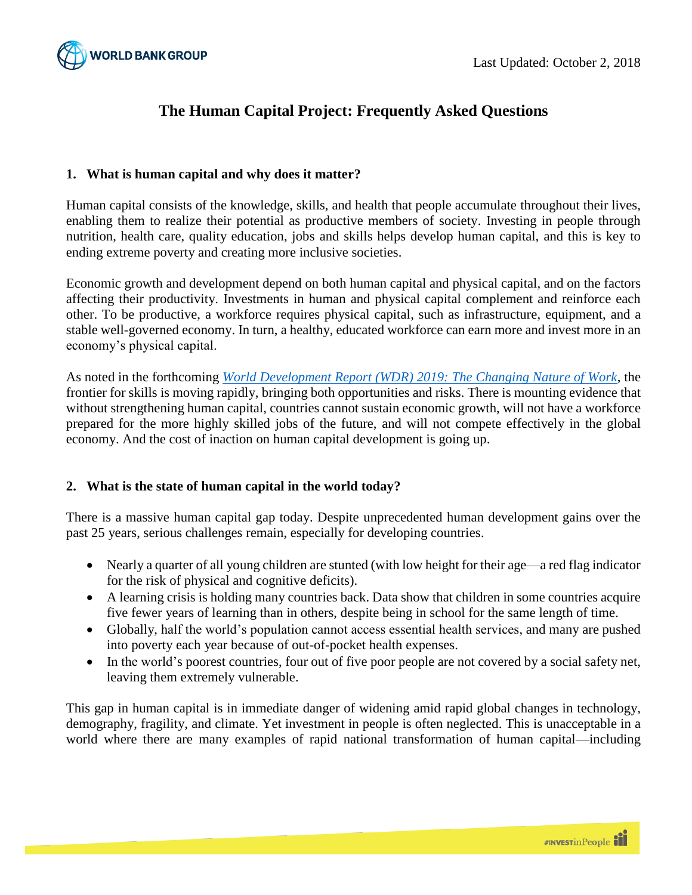Last Updated: October 2, 2018

# The Human Capital Project: Frequently Asked Questions

## 1. What is human capital and why does it matter?

Human capital consists of the knowledge, skills, and health that people accumulate throughout their lives, enabling them to realize their potential as productive members of society. Investing in people through nutrition, health care, quality education, jobs and skills helps develop human capital, and this is key to ending extreme poverty and creating more inclusive societies.

Economic growth and development depend on both human capital and physical capital, and on the factors affecting their productivity. Investments in human and physical capital complement and reinforce each other. To be productive, a workforce requires physical capital, such as infrastructure, equipment, and a stable well-governed economy. In turn, a healthy, educated workforce can earn more and invest more in an economy's physical capital.

As noted in the forthcoming *World Development Report (WDR) 2019: The Changing Nature of Work*, the frontier for skills is moving rapidly, bringing both opportunities and risks. There is mounting evidence that without strengthening human capital, countries cannot sustain economic growth, will not have a workforce prepared for the more highly skilled jobs of the future, and will not compete effectively in the global economy. And the cost of inaction on human capital development is going up.

## 2. What is the state of human capital in the world today?

There is a massive human capital gap today. Despite unprecedented human development gains over the past 25 years, serious challenges remain, especially for developing countries.

- Nearly a quarter of all young children are stunted (with low height for their age—a red flag indicator for the risk of physical and cognitive deficits).
- A learning crisis is holding many countries back. Data show that children in some countries acquire five fewer years of learning than in others, despite being in school for the same length of time.
- Globally, half the world's population cannot access essential health services, and many are pushed into poverty each year because of out-of-pocket health expenses.
- In the world's poorest countries, four out of five poor people are not covered by a social safety net, leaving them extremely vulnerable.

This gap in human capital is in immediate danger of widening amid rapid global changes in technology, demography, fragility, and climate. Yet investment in people is often neglected. This is unacceptable in a world where there are many examples of rapid national transformation of human capital—including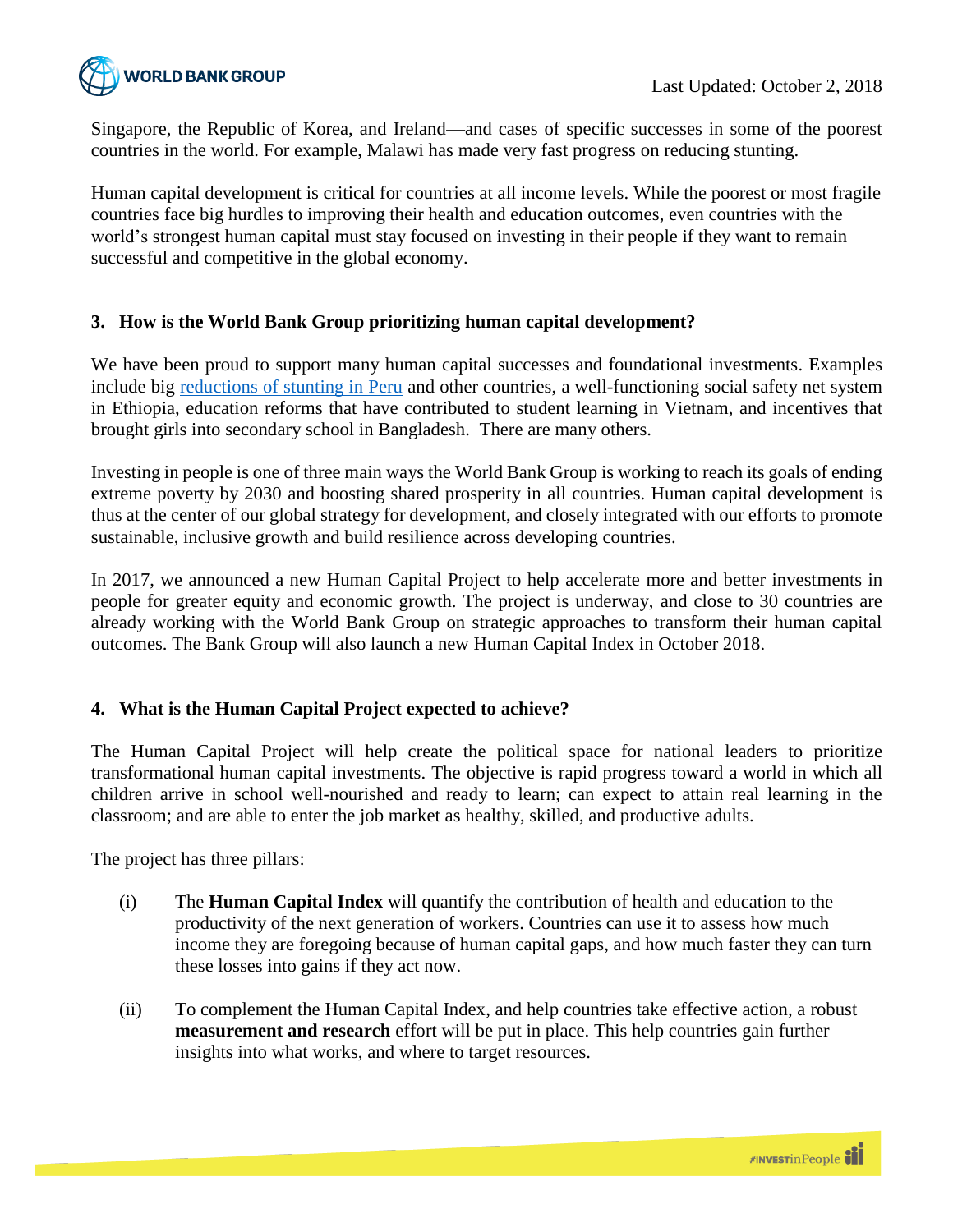Singapore, the Republic of Korea, and Ireland—and cases of specific successes in some of the poorest countries in the world. For example, Malawi has made very fast progress on reducing stunting.

Human capital development is critical for countries at all income levels. While the poorest or most fragile countries face big hurdles to improving their health and education outcomes, even countries with the world's strongest human capital must stay focused on investing in their people if they want to remain successful and competitive in the global economy.

### 3. How is the World Bank Group prioritizing human capital development?

We have been proud to support many human capital successes and foundational investments. Examples include big reductions of stunting in Peru and other countries, a well-functioning social safety net system in Ethiopia, education reforms that have contributed to student learning in Vietnam, and incentives that brought girls into secondary school in Bangladesh. There are many others.

Investing in people is one of three main ways the World Bank Group is working to reach its goals of ending extreme poverty by 2030 and boosting shared prosperity in all countries. Human capital development is thus at the center of our global strategy for development, and closely integrated with our efforts to promote sustainable, inclusive growth and build resilience across developing countries.

In 2017, we announced a new Human Capital Project to help accelerate more and better investments in people for greater equity and economic growth. The project is underway, and close to 30 countries are already working with the World Bank Group on strategic approaches to transform their human capital outcomes. The Bank Group will also launch a new Human Capital Index in October 2018.

### 4. What is the Human Capital Project expected to achieve?

The Human Capital Project will help create the political space for national leaders to prioritize transformational human capital investments. The objective is rapid progress toward a world in which all children arrive in school well-nourished and ready to learn; can expect to attain real learning in the classroom; and are able to enter the job market as healthy, skilled, and productive adults.

The project has three pillars:

(i) The **Human Capital Index** will quantify the contribution of health and education to the productivity of the next generation of workers. Countries can use it to assess how much income they are foregoing because of human capital gaps, and how much faster they can turn these losses into gains if they act now.

(ii) To complement the Human Capital Index, and help countries take effective action, a robust **measurement and research** effort will be put in place. This help countries gain further insights into what works, and where to target resources.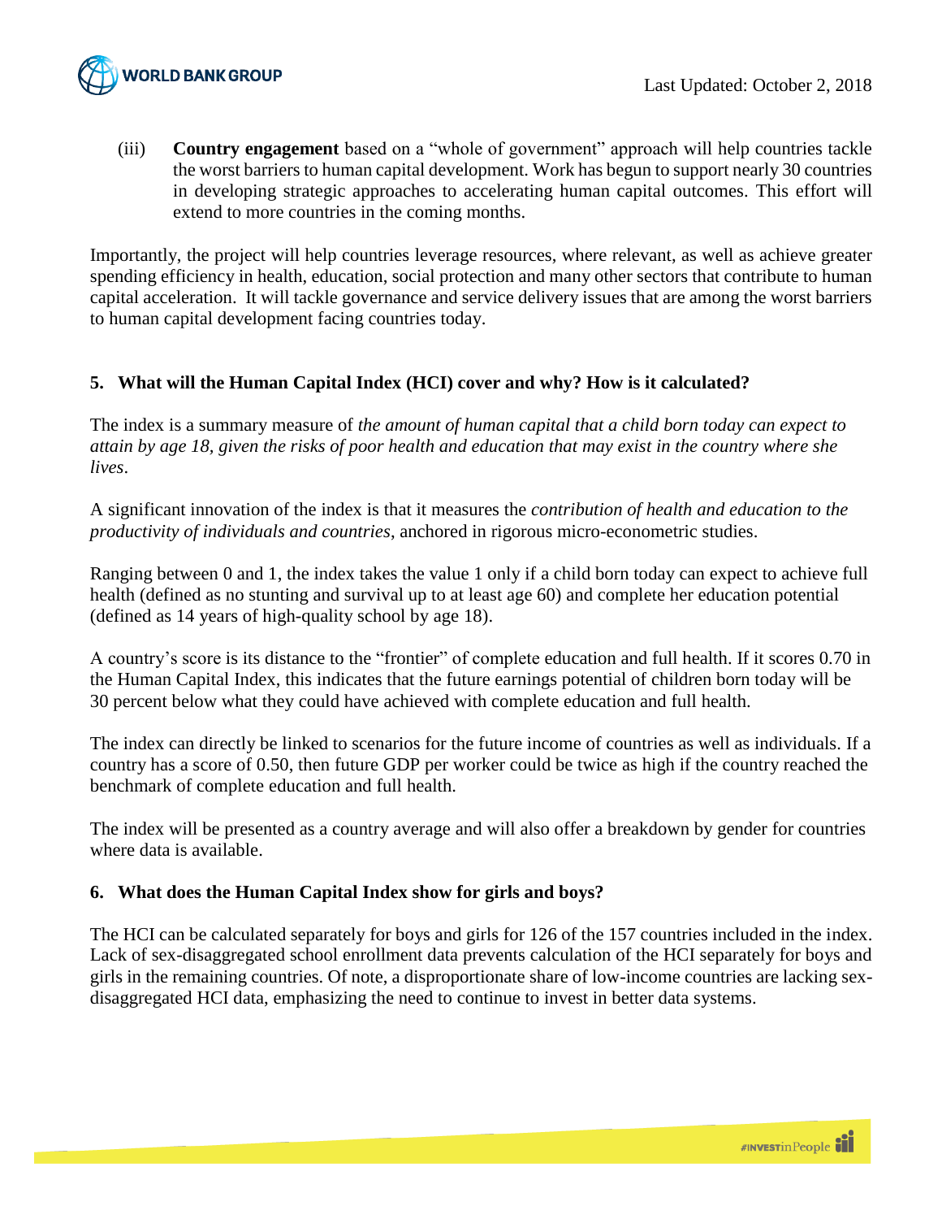(iii) **Country engagement** based on a "whole of government" approach will help countries tackle the worst barriers to human capital development. Work has begun to support nearly 30 countries in developing strategic approaches to accelerating human capital outcomes. This effort will extend to more countries in the coming months.

Importantly, the project will help countries leverage resources, where relevant, as well as achieve greater spending efficiency in health, education, social protection and many other sectors that contribute to human capital acceleration. It will tackle governance and service delivery issues that are among the worst barriers to human capital development facing countries today.

## 5. What will the Human Capital Index (HCI) cover and why? How is it calculated?

The index is a summary measure of *the amount of human capital that a child born today can expect to attain by age 18, given the risks of poor health and education that may exist in the country where she lives*.

A significant innovation of the index is that it measures the *contribution of health and education to the productivity of individuals and countries*, anchored in rigorous micro-econometric studies.

Ranging between 0 and 1, the index takes the value 1 only if a child born today can expect to achieve full health (defined as no stunting and survival up to at least age 60) and complete her education potential (defined as 14 years of high-quality school by age 18).

A country's score is its distance to the "frontier" of complete education and full health. If it scores 0.70 in the Human Capital Index, this indicates that the future earnings potential of children born today will be 30 percent below what they could have achieved with complete education and full health.

The index can directly be linked to scenarios for the future income of countries as well as individuals. If a country has a score of 0.50, then future GDP per worker could be twice as high if the country reached the benchmark of complete education and full health.

The index will be presented as a country average and will also offer a breakdown by gender for countries where data is available.

## 6. What does the Human Capital Index show for girls and boys?

The HCI can be calculated separately for boys and girls for 126 of the 157 countries included in the index. Lack of sex-disaggregated school enrollment data prevents calculation of the HCI separately for boys and girls in the remaining countries. Of note, a disproportionate share of low-income countries are lacking sex-disaggregated HCI data, emphasizing the need to continue to invest in better data systems.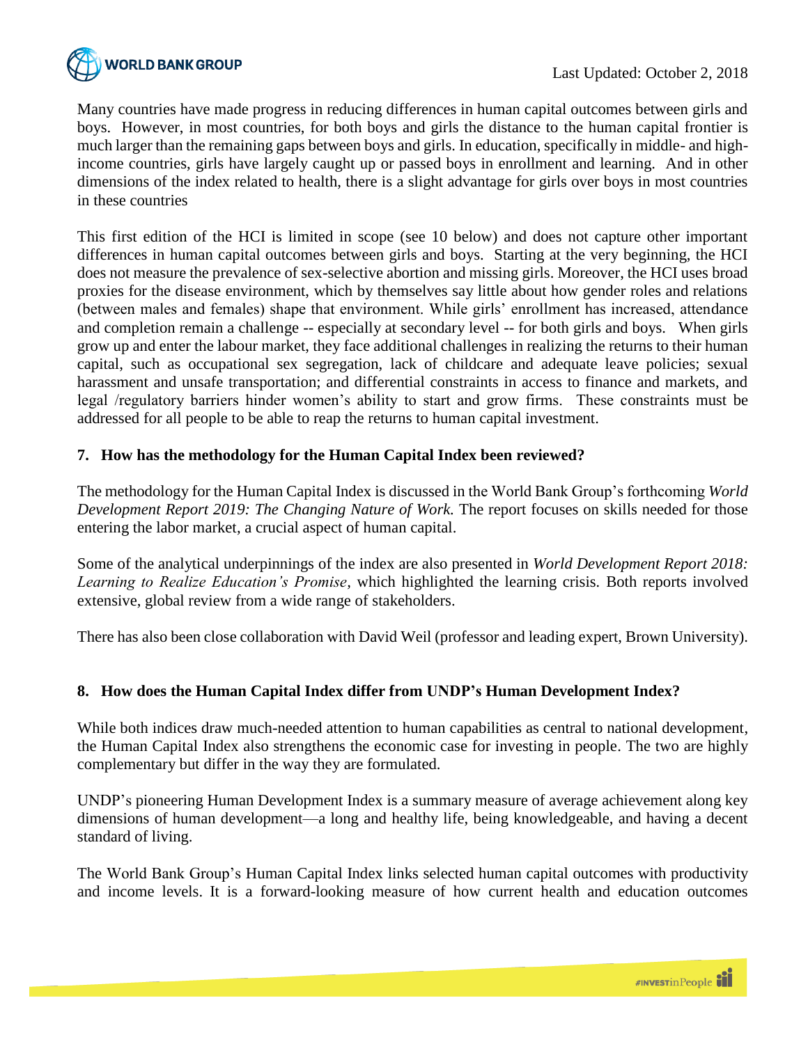Many countries have made progress in reducing differences in human capital outcomes between girls and boys. However, in most countries, for both boys and girls the distance to the human capital frontier is much larger than the remaining gaps between boys and girls. In education, specifically in middle- and high-income countries, girls have largely caught up or passed boys in enrollment and learning. And in other dimensions of the index related to health, there is a slight advantage for girls over boys in most countries in these countries

This first edition of the HCI is limited in scope (see 10 below) and does not capture other important differences in human capital outcomes between girls and boys. Starting at the very beginning, the HCI does not measure the prevalence of sex-selective abortion and missing girls. Moreover, the HCI uses broad proxies for the disease environment, which by themselves say little about how gender roles and relations (between males and females) shape that environment. While girls' enrollment has increased, attendance and completion remain a challenge -- especially at secondary level -- for both girls and boys. When girls grow up and enter the labour market, they face additional challenges in realizing the returns to their human capital, such as occupational sex segregation, lack of childcare and adequate leave policies; sexual harassment and unsafe transportation; and differential constraints in access to finance and markets, and legal /regulatory barriers hinder women's ability to start and grow firms. These constraints must be addressed for all people to be able to reap the returns to human capital investment.

### 7. How has the methodology for the Human Capital Index been reviewed?

The methodology for the Human Capital Index is discussed in the World Bank Group's forthcoming *World Development Report 2019: The Changing Nature of Work.* The report focuses on skills needed for those entering the labor market, a crucial aspect of human capital.

Some of the analytical underpinnings of the index are also presented in *World Development Report 2018: Learning to Realize Education's Promise*, which highlighted the learning crisis. Both reports involved extensive, global review from a wide range of stakeholders.

There has also been close collaboration with David Weil (professor and leading expert, Brown University).

### 8. How does the Human Capital Index differ from UNDP's Human Development Index?

While both indices draw much-needed attention to human capabilities as central to national development, the Human Capital Index also strengthens the economic case for investing in people. The two are highly complementary but differ in the way they are formulated.

UNDP's pioneering Human Development Index is a summary measure of average achievement along key dimensions of human development—a long and healthy life, being knowledgeable, and having a decent standard of living.

The World Bank Group's Human Capital Index links selected human capital outcomes with productivity and income levels. It is a forward-looking measure of how current health and education outcomes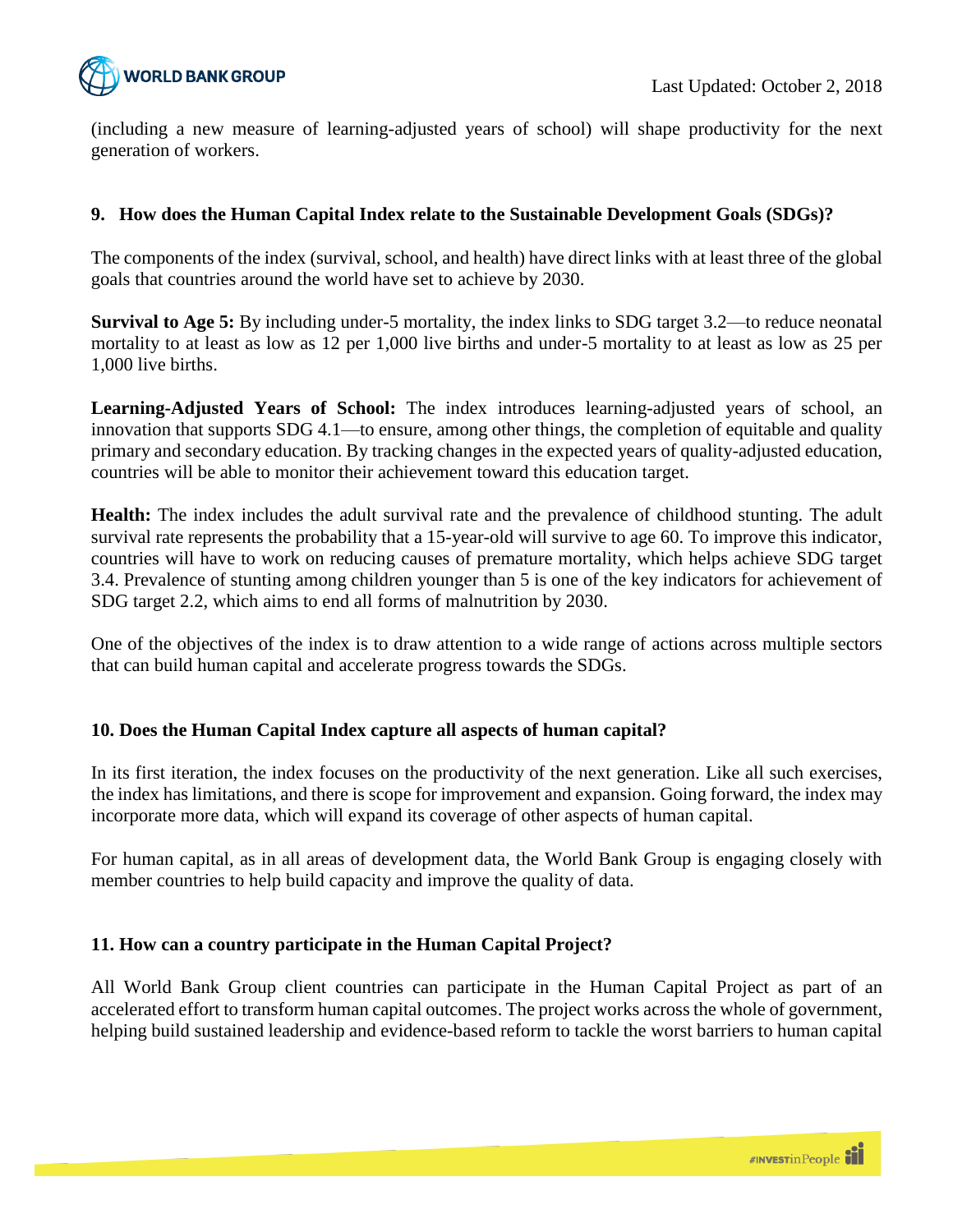(including a new measure of learning-adjusted years of school) will shape productivity for the next generation of workers.

## 9. How does the Human Capital Index relate to the Sustainable Development Goals (SDGs)?

The components of the index (survival, school, and health) have direct links with at least three of the global goals that countries around the world have set to achieve by 2030.

**Survival to Age 5:** By including under-5 mortality, the index links to SDG target 3.2—to reduce neonatal mortality to at least as low as 12 per 1,000 live births and under-5 mortality to at least as low as 25 per 1,000 live births.

**Learning-Adjusted Years of School:** The index introduces learning-adjusted years of school, an innovation that supports SDG 4.1—to ensure, among other things, the completion of equitable and quality primary and secondary education. By tracking changes in the expected years of quality-adjusted education, countries will be able to monitor their achievement toward this education target.

**Health:** The index includes the adult survival rate and the prevalence of childhood stunting. The adult survival rate represents the probability that a 15-year-old will survive to age 60. To improve this indicator, countries will have to work on reducing causes of premature mortality, which helps achieve SDG target 3.4. Prevalence of stunting among children younger than 5 is one of the key indicators for achievement of SDG target 2.2, which aims to end all forms of malnutrition by 2030.

One of the objectives of the index is to draw attention to a wide range of actions across multiple sectors that can build human capital and accelerate progress towards the SDGs.

## 10. Does the Human Capital Index capture all aspects of human capital?

In its first iteration, the index focuses on the productivity of the next generation. Like all such exercises, the index has limitations, and there is scope for improvement and expansion. Going forward, the index may incorporate more data, which will expand its coverage of other aspects of human capital.

For human capital, as in all areas of development data, the World Bank Group is engaging closely with member countries to help build capacity and improve the quality of data.

## 11. How can a country participate in the Human Capital Project?

All World Bank Group client countries can participate in the Human Capital Project as part of an accelerated effort to transform human capital outcomes. The project works across the whole of government, helping build sustained leadership and evidence-based reform to tackle the worst barriers to human capital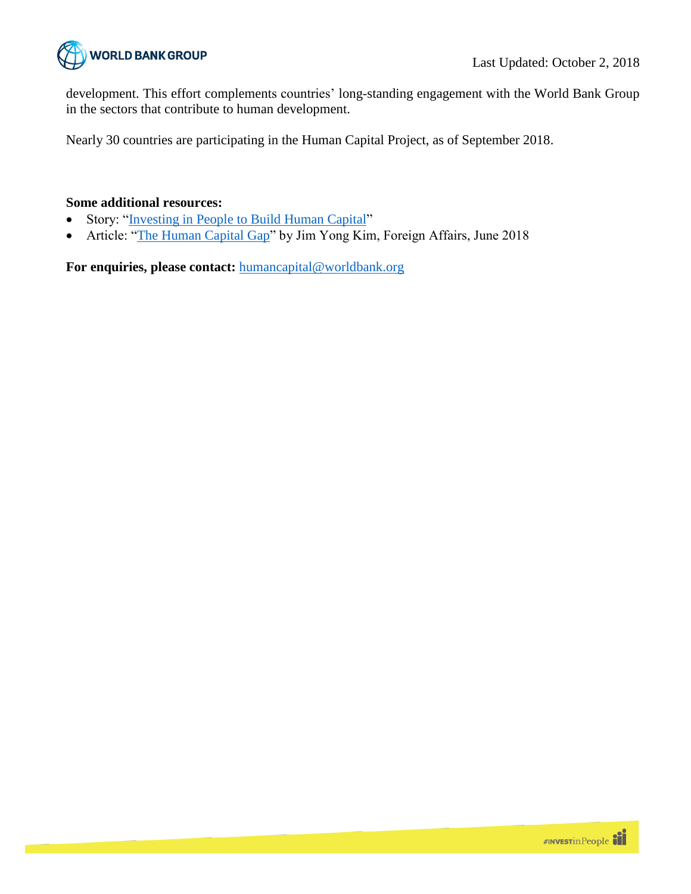development. This effort complements countries' long-standing engagement with the World Bank Group in the sectors that contribute to human development.

Nearly 30 countries are participating in the Human Capital Project, as of September 2018.

**Some additional resources:**

- Story: "Investing in People to Build Human Capital"
- Article: "The Human Capital Gap" by Jim Yong Kim, Foreign Affairs, June 2018

**For enquiries, please contact:** humancapital@worldbank.org